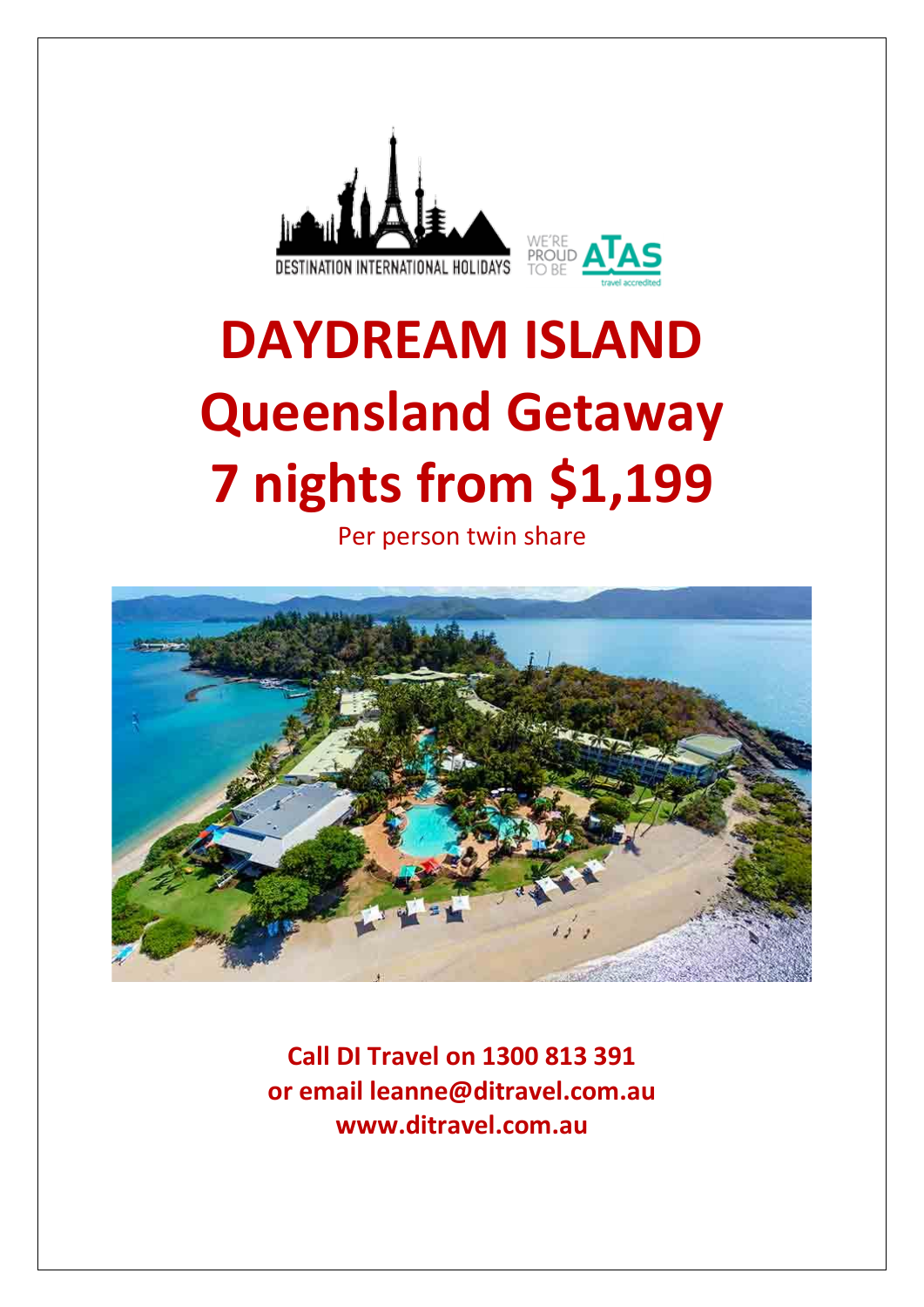DESTINATION INTERNATIONAL HOLIDAYS

WE'RE PROUD TO BE ATAS travel accredited

# DAYDREAM ISLAND
# Queensland Getaway
# 7 nights from $1,199

Per person twin share

**Call DI Travel on 1300 813 391**
**or email leanne@ditravel.com.au**
**www.ditravel.com.au**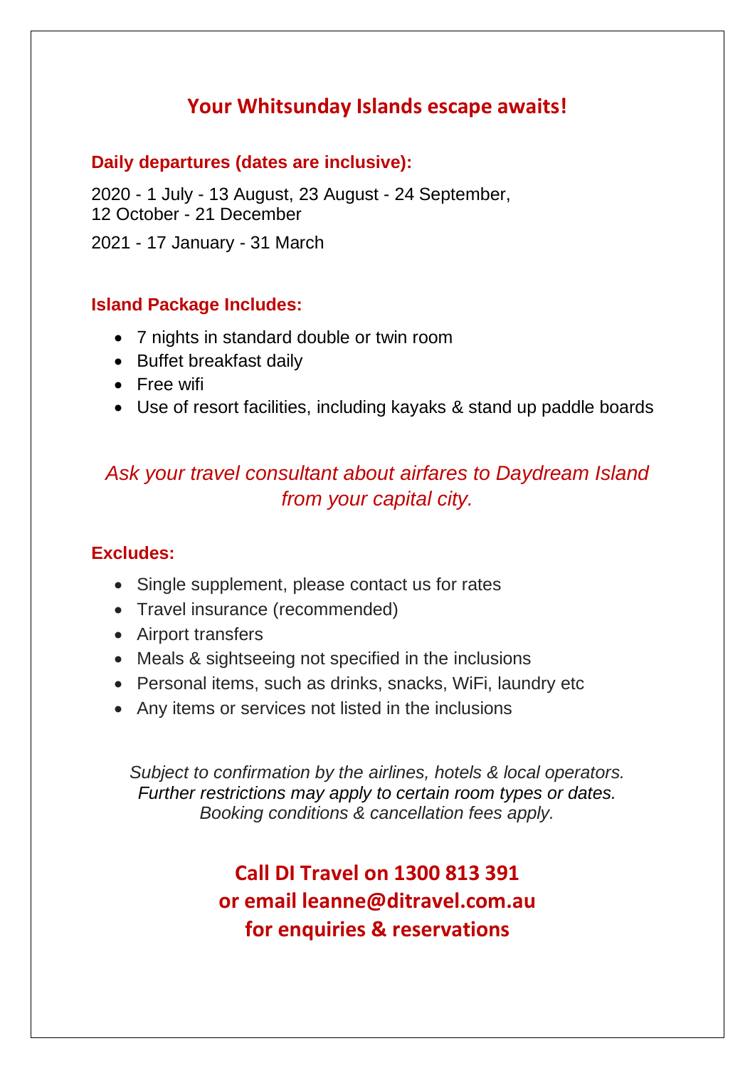# Your Whitsunday Islands escape awaits!

**Daily departures (dates are inclusive):**

2020 - 1 July - 13 August, 23 August - 24 September,
12 October - 21 December

2021 - 17 January - 31 March

**Island Package Includes:**

- 7 nights in standard double or twin room
- Buffet breakfast daily
- Free wifi
- Use of resort facilities, including kayaks & stand up paddle boards

*Ask your travel consultant about airfares to Daydream Island from your capital city.*

**Excludes:**

- Single supplement, please contact us for rates
- Travel insurance (recommended)
- Airport transfers
- Meals & sightseeing not specified in the inclusions
- Personal items, such as drinks, snacks, WiFi, laundry etc
- Any items or services not listed in the inclusions

*Subject to confirmation by the airlines, hotels & local operators.*
*Further restrictions may apply to certain room types or dates.*
*Booking conditions & cancellation fees apply.*

**Call DI Travel on 1300 813 391**
**or email leanne@ditravel.com.au**
**for enquiries & reservations**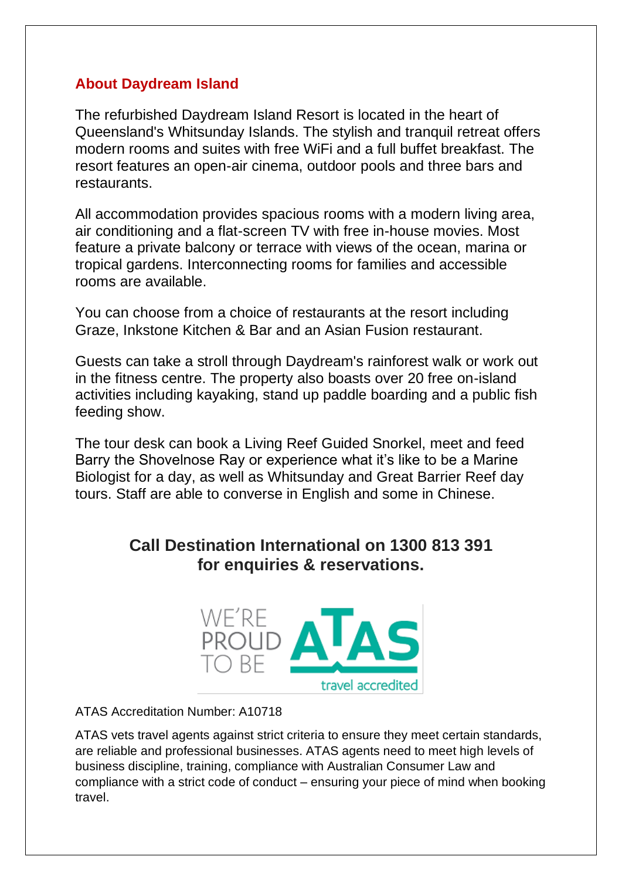## About Daydream Island

The refurbished Daydream Island Resort is located in the heart of Queensland's Whitsunday Islands. The stylish and tranquil retreat offers modern rooms and suites with free WiFi and a full buffet breakfast. The resort features an open-air cinema, outdoor pools and three bars and restaurants.

All accommodation provides spacious rooms with a modern living area, air conditioning and a flat-screen TV with free in-house movies. Most feature a private balcony or terrace with views of the ocean, marina or tropical gardens. Interconnecting rooms for families and accessible rooms are available.

You can choose from a choice of restaurants at the resort including Graze, Inkstone Kitchen & Bar and an Asian Fusion restaurant.

Guests can take a stroll through Daydream's rainforest walk or work out in the fitness centre. The property also boasts over 20 free on-island activities including kayaking, stand up paddle boarding and a public fish feeding show.

The tour desk can book a Living Reef Guided Snorkel, meet and feed Barry the Shovelnose Ray or experience what it's like to be a Marine Biologist for a day, as well as Whitsunday and Great Barrier Reef day tours. Staff are able to converse in English and some in Chinese.

**Call Destination International on 1300 813 391 for enquiries & reservations.**

WE'RE PROUD TO BE ATAS travel accredited

ATAS Accreditation Number: A10718

ATAS vets travel agents against strict criteria to ensure they meet certain standards, are reliable and professional businesses. ATAS agents need to meet high levels of business discipline, training, compliance with Australian Consumer Law and compliance with a strict code of conduct – ensuring your piece of mind when booking travel.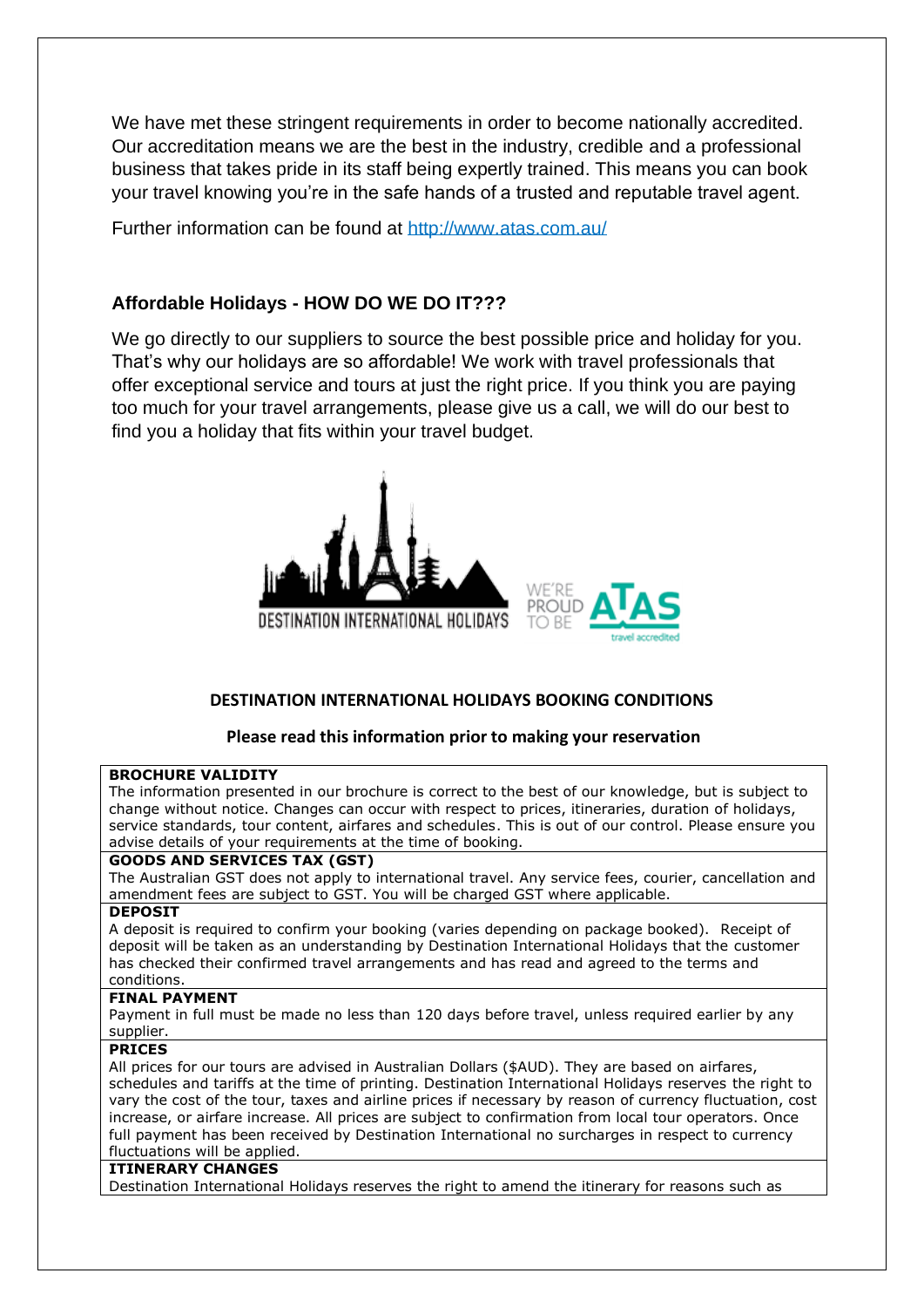We have met these stringent requirements in order to become nationally accredited. Our accreditation means we are the best in the industry, credible and a professional business that takes pride in its staff being expertly trained. This means you can book your travel knowing you're in the safe hands of a trusted and reputable travel agent.

Further information can be found at [http://www.atas.com.au/](http://www.atas.com.au/)

### Affordable Holidays - HOW DO WE DO IT???

We go directly to our suppliers to source the best possible price and holiday for you. That's why our holidays are so affordable! We work with travel professionals that offer exceptional service and tours at just the right price. If you think you are paying too much for your travel arrangements, please give us a call, we will do our best to find you a holiday that fits within your travel budget.

DESTINATION INTERNATIONAL HOLIDAYS

WE'RE PROUD TO BE ATAS travel accredited

## DESTINATION INTERNATIONAL HOLIDAYS BOOKING CONDITIONS

**Please read this information prior to making your reservation**

**BROCHURE VALIDITY**
The information presented in our brochure is correct to the best of our knowledge, but is subject to change without notice. Changes can occur with respect to prices, itineraries, duration of holidays, service standards, tour content, airfares and schedules. This is out of our control. Please ensure you advise details of your requirements at the time of booking.

**GOODS AND SERVICES TAX (GST)**
The Australian GST does not apply to international travel. Any service fees, courier, cancellation and amendment fees are subject to GST. You will be charged GST where applicable.

**DEPOSIT**
A deposit is required to confirm your booking (varies depending on package booked). Receipt of deposit will be taken as an understanding by Destination International Holidays that the customer has checked their confirmed travel arrangements and has read and agreed to the terms and conditions.

**FINAL PAYMENT**
Payment in full must be made no less than 120 days before travel, unless required earlier by any supplier.

**PRICES**
All prices for our tours are advised in Australian Dollars ($AUD). They are based on airfares, schedules and tariffs at the time of printing. Destination International Holidays reserves the right to vary the cost of the tour, taxes and airline prices if necessary by reason of currency fluctuation, cost increase, or airfare increase. All prices are subject to confirmation from local tour operators. Once full payment has been received by Destination International no surcharges in respect to currency fluctuations will be applied.

**ITINERARY CHANGES**
Destination International Holidays reserves the right to amend the itinerary for reasons such as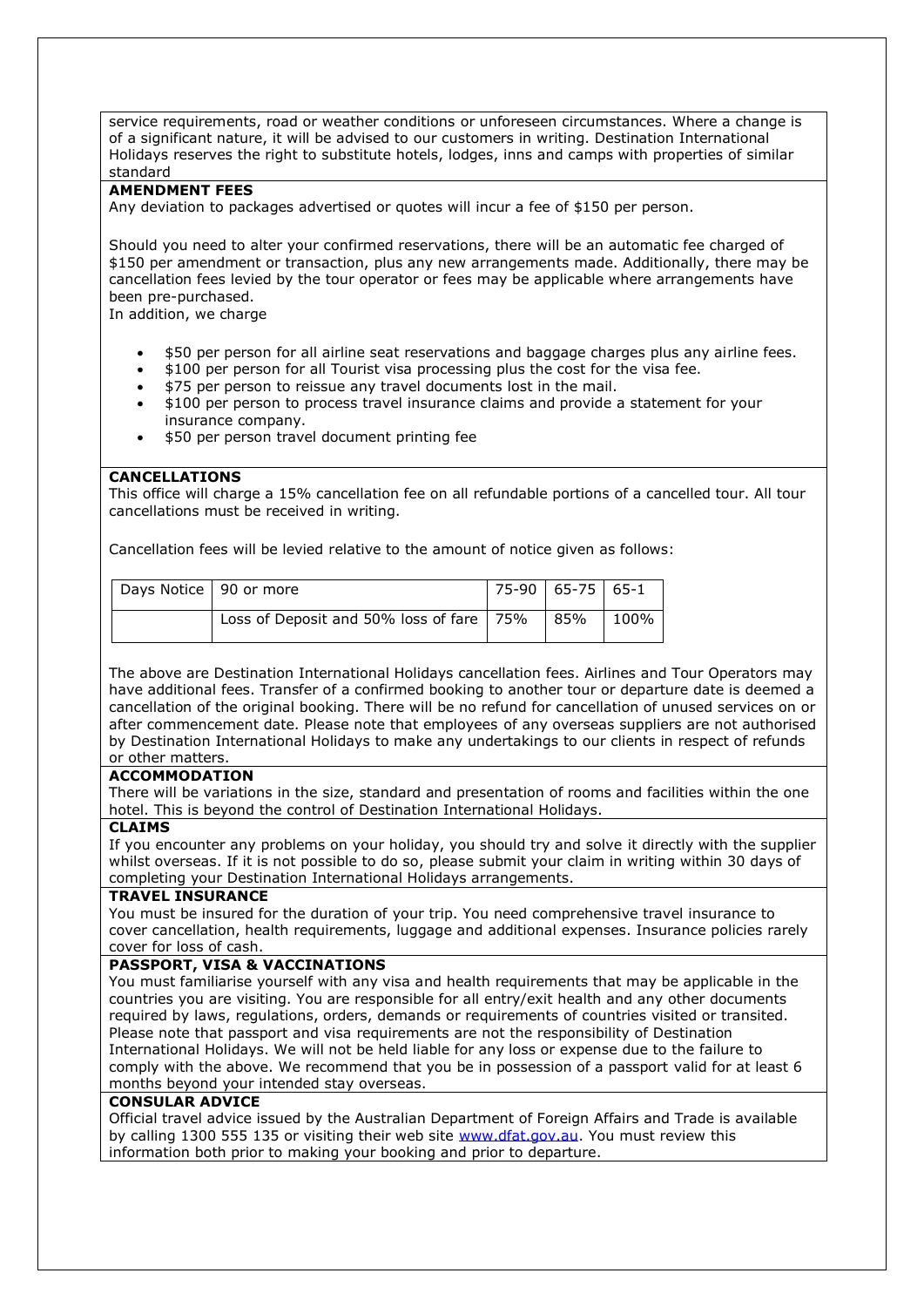service requirements, road or weather conditions or unforeseen circumstances. Where a change is of a significant nature, it will be advised to our customers in writing. Destination International Holidays reserves the right to substitute hotels, lodges, inns and camps with properties of similar standard

**AMENDMENT FEES**

Any deviation to packages advertised or quotes will incur a fee of $150 per person.

Should you need to alter your confirmed reservations, there will be an automatic fee charged of $150 per amendment or transaction, plus any new arrangements made. Additionally, there may be cancellation fees levied by the tour operator or fees may be applicable where arrangements have been pre-purchased.
In addition, we charge

- $50 per person for all airline seat reservations and baggage charges plus any airline fees.
- $100 per person for all Tourist visa processing plus the cost for the visa fee.
- $75 per person to reissue any travel documents lost in the mail.
- $100 per person to process travel insurance claims and provide a statement for your insurance company.
- $50 per person travel document printing fee

**CANCELLATIONS**

This office will charge a 15% cancellation fee on all refundable portions of a cancelled tour. All tour cancellations must be received in writing.

Cancellation fees will be levied relative to the amount of notice given as follows:

| Days Notice | 90 or more | 75-90 | 65-75 | 65-1 |
|---|---|---|---|---|
| | Loss of Deposit and 50% loss of fare | 75% | 85% | 100% |

The above are Destination International Holidays cancellation fees. Airlines and Tour Operators may have additional fees. Transfer of a confirmed booking to another tour or departure date is deemed a cancellation of the original booking. There will be no refund for cancellation of unused services on or after commencement date. Please note that employees of any overseas suppliers are not authorised by Destination International Holidays to make any undertakings to our clients in respect of refunds or other matters.

**ACCOMMODATION**

There will be variations in the size, standard and presentation of rooms and facilities within the one hotel. This is beyond the control of Destination International Holidays.

**CLAIMS**

If you encounter any problems on your holiday, you should try and solve it directly with the supplier whilst overseas. If it is not possible to do so, please submit your claim in writing within 30 days of completing your Destination International Holidays arrangements.

**TRAVEL INSURANCE**

You must be insured for the duration of your trip. You need comprehensive travel insurance to cover cancellation, health requirements, luggage and additional expenses. Insurance policies rarely cover for loss of cash.

**PASSPORT, VISA & VACCINATIONS**

You must familiarise yourself with any visa and health requirements that may be applicable in the countries you are visiting. You are responsible for all entry/exit health and any other documents required by laws, regulations, orders, demands or requirements of countries visited or transited. Please note that passport and visa requirements are not the responsibility of Destination International Holidays. We will not be held liable for any loss or expense due to the failure to comply with the above. We recommend that you be in possession of a passport valid for at least 6 months beyond your intended stay overseas.

**CONSULAR ADVICE**

Official travel advice issued by the Australian Department of Foreign Affairs and Trade is available by calling 1300 555 135 or visiting their web site [www.dfat.gov.au](http://www.dfat.gov.au). You must review this information both prior to making your booking and prior to departure.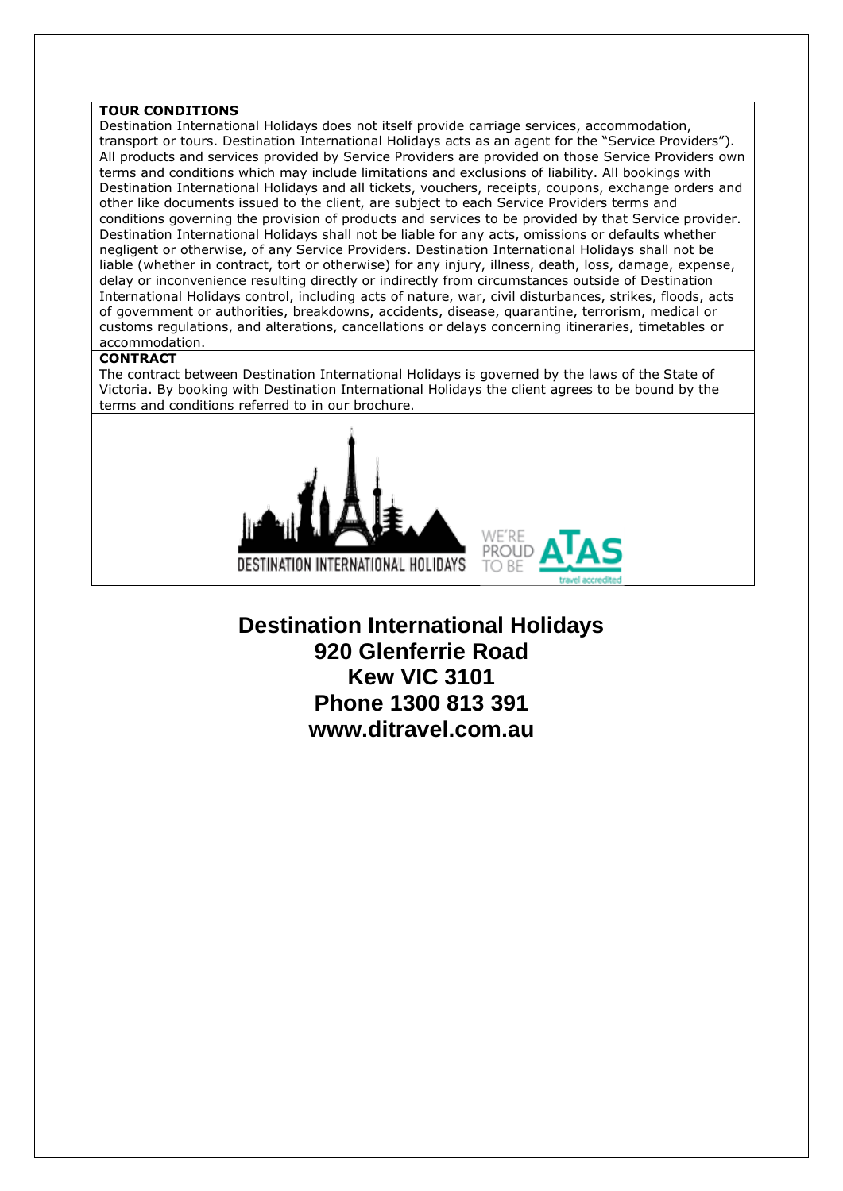**TOUR CONDITIONS**

Destination International Holidays does not itself provide carriage services, accommodation, transport or tours. Destination International Holidays acts as an agent for the "Service Providers"). All products and services provided by Service Providers are provided on those Service Providers own terms and conditions which may include limitations and exclusions of liability. All bookings with Destination International Holidays and all tickets, vouchers, receipts, coupons, exchange orders and other like documents issued to the client, are subject to each Service Providers terms and conditions governing the provision of products and services to be provided by that Service provider. Destination International Holidays shall not be liable for any acts, omissions or defaults whether negligent or otherwise, of any Service Providers. Destination International Holidays shall not be liable (whether in contract, tort or otherwise) for any injury, illness, death, loss, damage, expense, delay or inconvenience resulting directly or indirectly from circumstances outside of Destination International Holidays control, including acts of nature, war, civil disturbances, strikes, floods, acts of government or authorities, breakdowns, accidents, disease, quarantine, terrorism, medical or customs regulations, and alterations, cancellations or delays concerning itineraries, timetables or accommodation.

**CONTRACT**

The contract between Destination International Holidays is governed by the laws of the State of Victoria. By booking with Destination International Holidays the client agrees to be bound by the terms and conditions referred to in our brochure.

DESTINATION INTERNATIONAL HOLIDAYS

WE'RE PROUD TO BE ATAS travel accredited

**Destination International Holidays**
**920 Glenferrie Road**
**Kew VIC 3101**
**Phone 1300 813 391**
**www.ditravel.com.au**